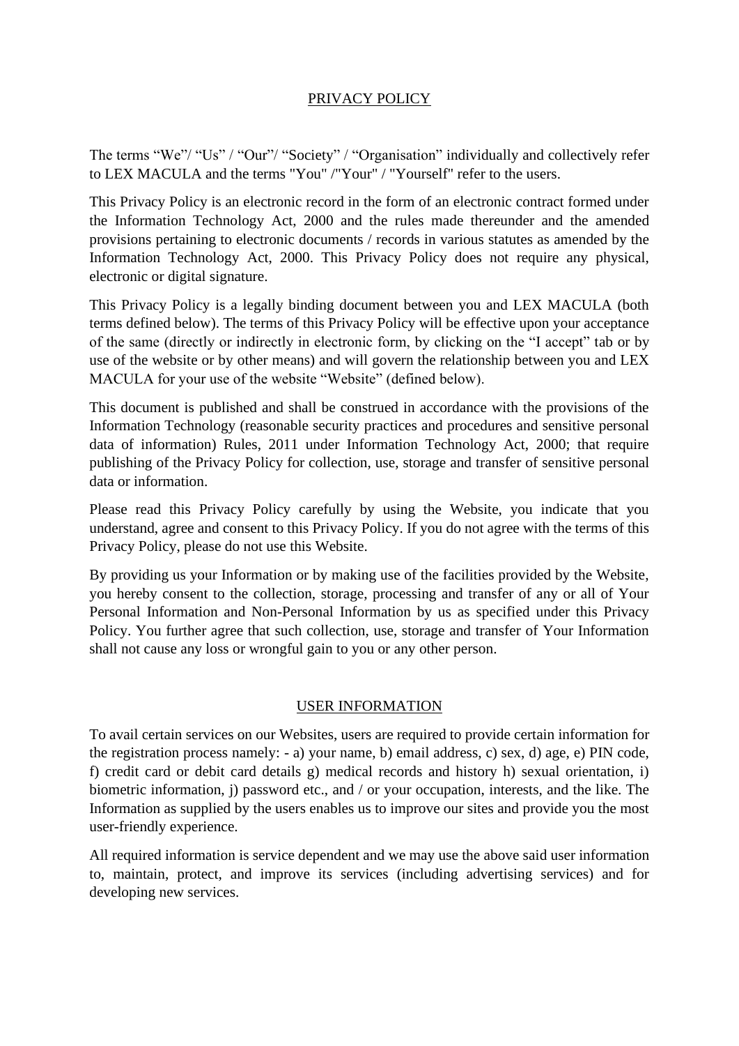# PRIVACY POLICY

The terms “We”/ “Us” / “Our”/ “Society” / “Organisation” individually and collectively refer to LEX MACULA and the terms "You" /"Your" / "Yourself" refer to the users.

This Privacy Policy is an electronic record in the form of an electronic contract formed under the Information Technology Act, 2000 and the rules made thereunder and the amended provisions pertaining to electronic documents / records in various statutes as amended by the Information Technology Act, 2000. This Privacy Policy does not require any physical, electronic or digital signature.

This Privacy Policy is a legally binding document between you and LEX MACULA (both terms defined below). The terms of this Privacy Policy will be effective upon your acceptance of the same (directly or indirectly in electronic form, by clicking on the “I accept” tab or by use of the website or by other means) and will govern the relationship between you and LEX MACULA for your use of the website “Website” (defined below).

This document is published and shall be construed in accordance with the provisions of the Information Technology (reasonable security practices and procedures and sensitive personal data of information) Rules, 2011 under Information Technology Act, 2000; that require publishing of the Privacy Policy for collection, use, storage and transfer of sensitive personal data or information.

Please read this Privacy Policy carefully by using the Website, you indicate that you understand, agree and consent to this Privacy Policy. If you do not agree with the terms of this Privacy Policy, please do not use this Website.

By providing us your Information or by making use of the facilities provided by the Website, you hereby consent to the collection, storage, processing and transfer of any or all of Your Personal Information and Non-Personal Information by us as specified under this Privacy Policy. You further agree that such collection, use, storage and transfer of Your Information shall not cause any loss or wrongful gain to you or any other person.

## USER INFORMATION

To avail certain services on our Websites, users are required to provide certain information for the registration process namely: - a) your name, b) email address, c) sex, d) age, e) PIN code, f) credit card or debit card details g) medical records and history h) sexual orientation, i) biometric information, j) password etc., and / or your occupation, interests, and the like. The Information as supplied by the users enables us to improve our sites and provide you the most user-friendly experience.

All required information is service dependent and we may use the above said user information to, maintain, protect, and improve its services (including advertising services) and for developing new services.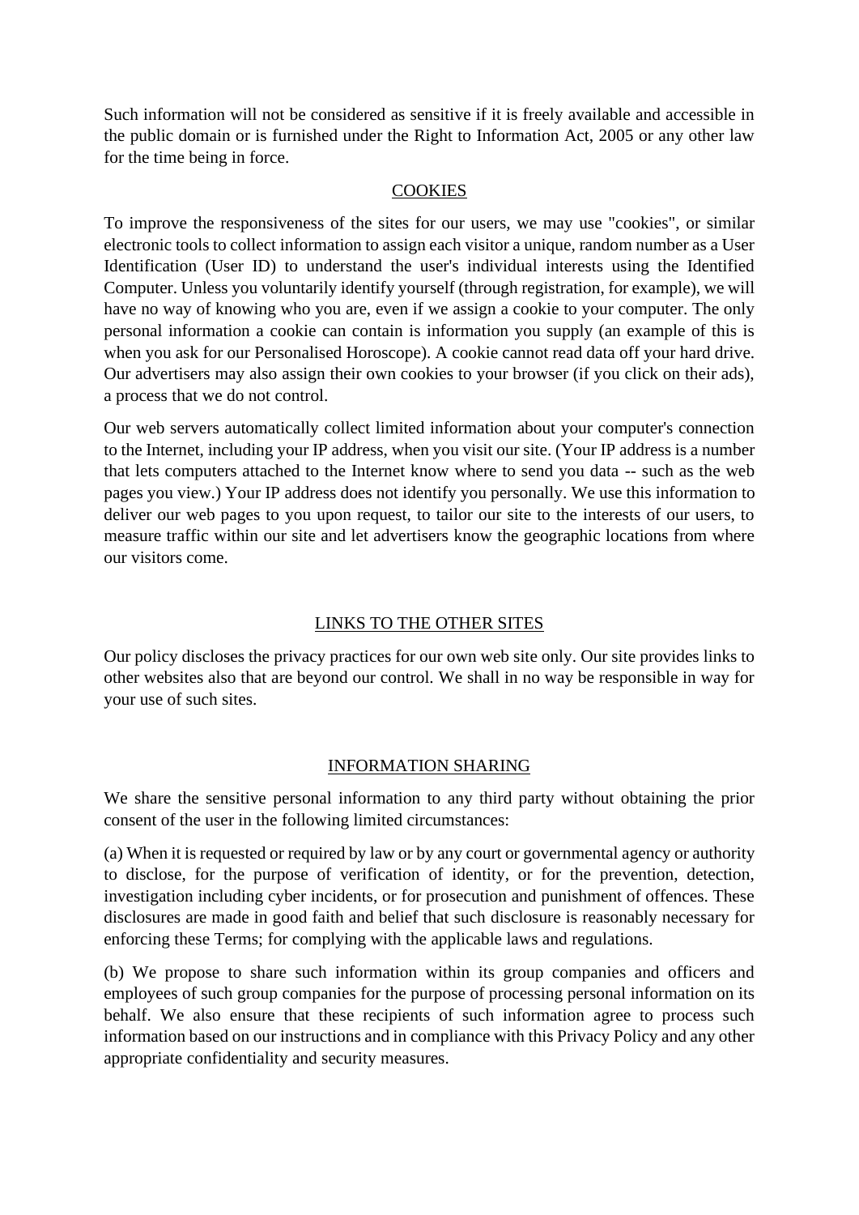Such information will not be considered as sensitive if it is freely available and accessible in the public domain or is furnished under the Right to Information Act, 2005 or any other law for the time being in force.

## COOKIES

To improve the responsiveness of the sites for our users, we may use "cookies", or similar electronic tools to collect information to assign each visitor a unique, random number as a User Identification (User ID) to understand the user's individual interests using the Identified Computer. Unless you voluntarily identify yourself (through registration, for example), we will have no way of knowing who you are, even if we assign a cookie to your computer. The only personal information a cookie can contain is information you supply (an example of this is when you ask for our Personalised Horoscope). A cookie cannot read data off your hard drive. Our advertisers may also assign their own cookies to your browser (if you click on their ads), a process that we do not control.

Our web servers automatically collect limited information about your computer's connection to the Internet, including your IP address, when you visit our site. (Your IP address is a number that lets computers attached to the Internet know where to send you data -- such as the web pages you view.) Your IP address does not identify you personally. We use this information to deliver our web pages to you upon request, to tailor our site to the interests of our users, to measure traffic within our site and let advertisers know the geographic locations from where our visitors come.

## LINKS TO THE OTHER SITES

Our policy discloses the privacy practices for our own web site only. Our site provides links to other websites also that are beyond our control. We shall in no way be responsible in way for your use of such sites.

## INFORMATION SHARING

We share the sensitive personal information to any third party without obtaining the prior consent of the user in the following limited circumstances:

(a) When it is requested or required by law or by any court or governmental agency or authority to disclose, for the purpose of verification of identity, or for the prevention, detection, investigation including cyber incidents, or for prosecution and punishment of offences. These disclosures are made in good faith and belief that such disclosure is reasonably necessary for enforcing these Terms; for complying with the applicable laws and regulations.

(b) We propose to share such information within its group companies and officers and employees of such group companies for the purpose of processing personal information on its behalf. We also ensure that these recipients of such information agree to process such information based on our instructions and in compliance with this Privacy Policy and any other appropriate confidentiality and security measures.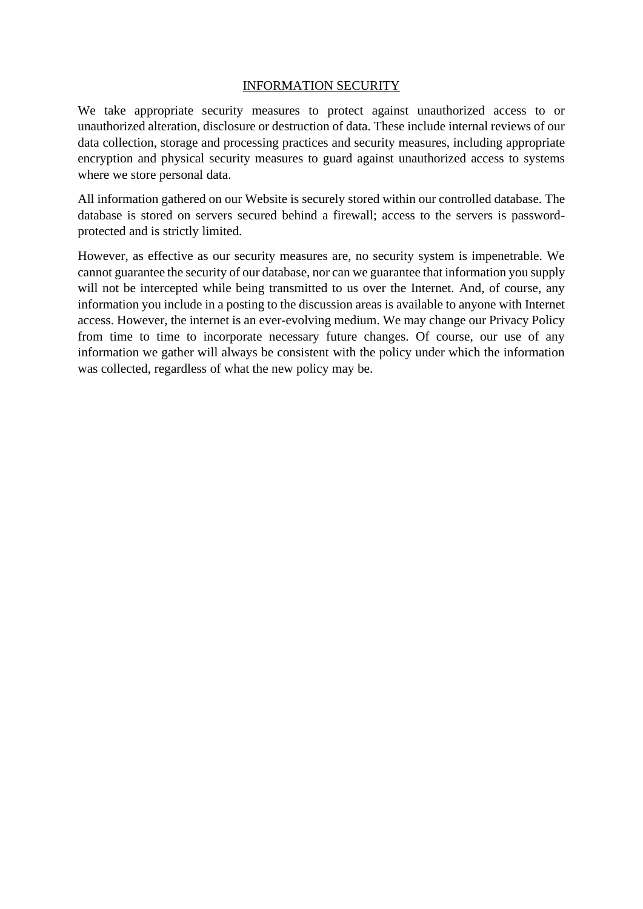## INFORMATION SECURITY

We take appropriate security measures to protect against unauthorized access to or unauthorized alteration, disclosure or destruction of data. These include internal reviews of our data collection, storage and processing practices and security measures, including appropriate encryption and physical security measures to guard against unauthorized access to systems where we store personal data.

All information gathered on our Website is securely stored within our controlled database. The database is stored on servers secured behind a firewall; access to the servers is password-protected and is strictly limited.

However, as effective as our security measures are, no security system is impenetrable. We cannot guarantee the security of our database, nor can we guarantee that information you supply will not be intercepted while being transmitted to us over the Internet. And, of course, any information you include in a posting to the discussion areas is available to anyone with Internet access. However, the internet is an ever-evolving medium. We may change our Privacy Policy from time to time to incorporate necessary future changes. Of course, our use of any information we gather will always be consistent with the policy under which the information was collected, regardless of what the new policy may be.